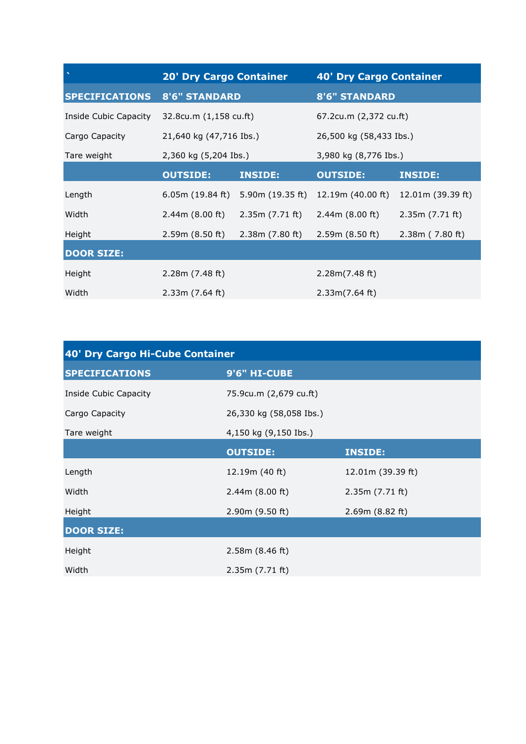| ` | 20' Dry Cargo Container | | 40' Dry Cargo Container | |
|---|---|---|---|---|
| **SPECIFICATIONS** | **8'6" STANDARD** | | **8'6" STANDARD** | |
| Inside Cubic Capacity | 32.8cu.m (1,158 cu.ft) | | 67.2cu.m (2,372 cu.ft) | |
| Cargo Capacity | 21,640 kg (47,716 Ibs.) | | 26,500 kg (58,433 Ibs.) | |
| Tare weight | 2,360 kg (5,204 Ibs.) | | 3,980 kg (8,776 Ibs.) | |
| | **OUTSIDE:** | **INSIDE:** | **OUTSIDE:** | **INSIDE:** |
| Length | 6.05m (19.84 ft) | 5.90m (19.35 ft) | 12.19m (40.00 ft) | 12.01m (39.39 ft) |
| Width | 2.44m (8.00 ft) | 2.35m (7.71 ft) | 2.44m (8.00 ft) | 2.35m (7.71 ft) |
| Height | 2.59m (8.50 ft) | 2.38m (7.80 ft) | 2.59m (8.50 ft) | 2.38m ( 7.80 ft) |
| **DOOR SIZE:** | | | | |
| Height | 2.28m (7.48 ft) | | 2.28m(7.48 ft) | |
| Width | 2.33m (7.64 ft) | | 2.33m(7.64 ft) | |

| 40' Dry Cargo Hi-Cube Container | | |
|---|---|---|
| **SPECIFICATIONS** | **9'6" HI-CUBE** | |
| Inside Cubic Capacity | 75.9cu.m (2,679 cu.ft) | |
| Cargo Capacity | 26,330 kg (58,058 Ibs.) | |
| Tare weight | 4,150 kg (9,150 Ibs.) | |
| | **OUTSIDE:** | **INSIDE:** |
| Length | 12.19m (40 ft) | 12.01m (39.39 ft) |
| Width | 2.44m (8.00 ft) | 2.35m (7.71 ft) |
| Height | 2.90m (9.50 ft) | 2.69m (8.82 ft) |
| **DOOR SIZE:** | | |
| Height | 2.58m (8.46 ft) | |
| Width | 2.35m (7.71 ft) | |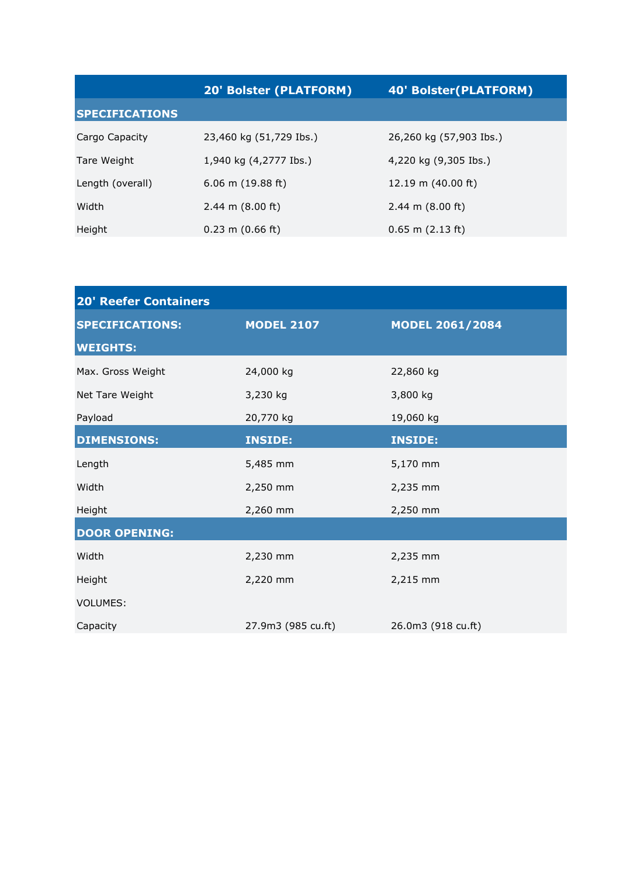| | 20' Bolster (PLATFORM) | 40' Bolster(PLATFORM) |
|---|---|---|
| **SPECIFICATIONS** | | |
| Cargo Capacity | 23,460 kg (51,729 Ibs.) | 26,260 kg (57,903 Ibs.) |
| Tare Weight | 1,940 kg (4,2777 Ibs.) | 4,220 kg (9,305 Ibs.) |
| Length (overall) | 6.06 m (19.88 ft) | 12.19 m (40.00 ft) |
| Width | 2.44 m (8.00 ft) | 2.44 m (8.00 ft) |
| Height | 0.23 m (0.66 ft) | 0.65 m (2.13 ft) |

| 20' Reefer Containers | | |
|---|---|---|
| **SPECIFICATIONS:** | **MODEL 2107** | **MODEL 2061/2084** |
| **WEIGHTS:** | | |
| Max. Gross Weight | 24,000 kg | 22,860 kg |
| Net Tare Weight | 3,230 kg | 3,800 kg |
| Payload | 20,770 kg | 19,060 kg |
| **DIMENSIONS:** | **INSIDE:** | **INSIDE:** |
| Length | 5,485 mm | 5,170 mm |
| Width | 2,250 mm | 2,235 mm |
| Height | 2,260 mm | 2,250 mm |
| **DOOR OPENING:** | | |
| Width | 2,230 mm | 2,235 mm |
| Height | 2,220 mm | 2,215 mm |
| VOLUMES: | | |
| Capacity | 27.9m3 (985 cu.ft) | 26.0m3 (918 cu.ft) |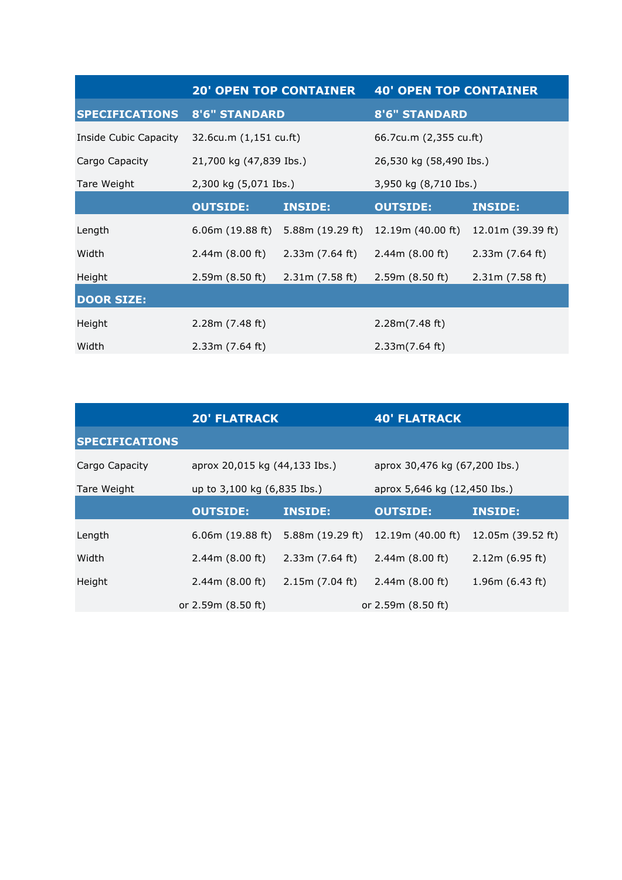| | 20' OPEN TOP CONTAINER | | 40' OPEN TOP CONTAINER | |
|---|---|---|---|---|
| **SPECIFICATIONS** | **8'6" STANDARD** | | **8'6" STANDARD** | |
| Inside Cubic Capacity | 32.6cu.m (1,151 cu.ft) | | 66.7cu.m (2,355 cu.ft) | |
| Cargo Capacity | 21,700 kg (47,839 Ibs.) | | 26,530 kg (58,490 Ibs.) | |
| Tare Weight | 2,300 kg (5,071 Ibs.) | | 3,950 kg (8,710 Ibs.) | |
| | **OUTSIDE:** | **INSIDE:** | **OUTSIDE:** | **INSIDE:** |
| Length | 6.06m (19.88 ft) | 5.88m (19.29 ft) | 12.19m (40.00 ft) | 12.01m (39.39 ft) |
| Width | 2.44m (8.00 ft) | 2.33m (7.64 ft) | 2.44m (8.00 ft) | 2.33m (7.64 ft) |
| Height | 2.59m (8.50 ft) | 2.31m (7.58 ft) | 2.59m (8.50 ft) | 2.31m (7.58 ft) |
| **DOOR SIZE:** | | | | |
| Height | 2.28m (7.48 ft) | | 2.28m(7.48 ft) | |
| Width | 2.33m (7.64 ft) | | 2.33m(7.64 ft) | |

| | 20' FLATRACK | | 40' FLATRACK | |
|---|---|---|---|---|
| **SPECIFICATIONS** | | | | |
| Cargo Capacity | aprox 20,015 kg (44,133 Ibs.) | | aprox 30,476 kg (67,200 Ibs.) | |
| Tare Weight | up to 3,100 kg (6,835 Ibs.) | | aprox 5,646 kg (12,450 Ibs.) | |
| | **OUTSIDE:** | **INSIDE:** | **OUTSIDE:** | **INSIDE:** |
| Length | 6.06m (19.88 ft) | 5.88m (19.29 ft) | 12.19m (40.00 ft) | 12.05m (39.52 ft) |
| Width | 2.44m (8.00 ft) | 2.33m (7.64 ft) | 2.44m (8.00 ft) | 2.12m (6.95 ft) |
| Height | 2.44m (8.00 ft) | 2.15m (7.04 ft) | 2.44m (8.00 ft) | 1.96m (6.43 ft) |
| | or 2.59m (8.50 ft) | | or 2.59m (8.50 ft) | |